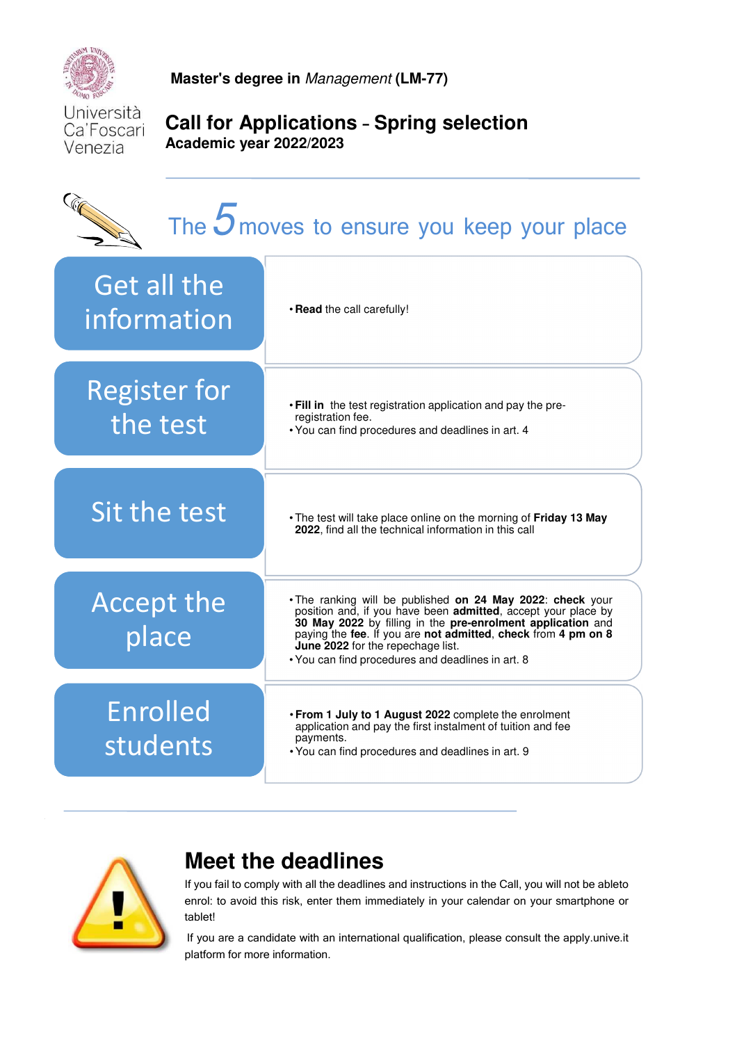Università Ca'Foscari Venezia

**Master's degree in** ***Management*** **(LM-77)**

# Call for Applications – Spring selection

**Academic year 2022/2023**

## The 5 moves to ensure you keep your place

| Step | Details |
| --- | --- |
| Get all the information | • **Read** the call carefully! |
| Register for the test | • **Fill in** the test registration application and pay the pre-registration fee.<br>• You can find procedures and deadlines in art. 4 |
| Sit the test | • The test will take place online on the morning of **Friday 13 May 2022**, find all the technical information in this call |
| Accept the place | • The ranking will be published **on 24 May 2022**: **check** your position and, if you have been **admitted**, accept your place by **30 May 2022** by filling in the **pre-enrolment application** and paying the **fee**. If you are **not admitted**, **check** from **4 pm on 8 June 2022** for the repechage list.<br>• You can find procedures and deadlines in art. 8 |
| Enrolled students | • **From 1 July to 1 August 2022** complete the enrolment application and pay the first instalment of tuition and fee payments.<br>• You can find procedures and deadlines in art. 9 |

## Meet the deadlines

If you fail to comply with all the deadlines and instructions in the Call, you will not be ableto enrol: to avoid this risk, enter them immediately in your calendar on your smartphone or tablet!

If you are a candidate with an international qualification, please consult the apply.unive.it platform for more information.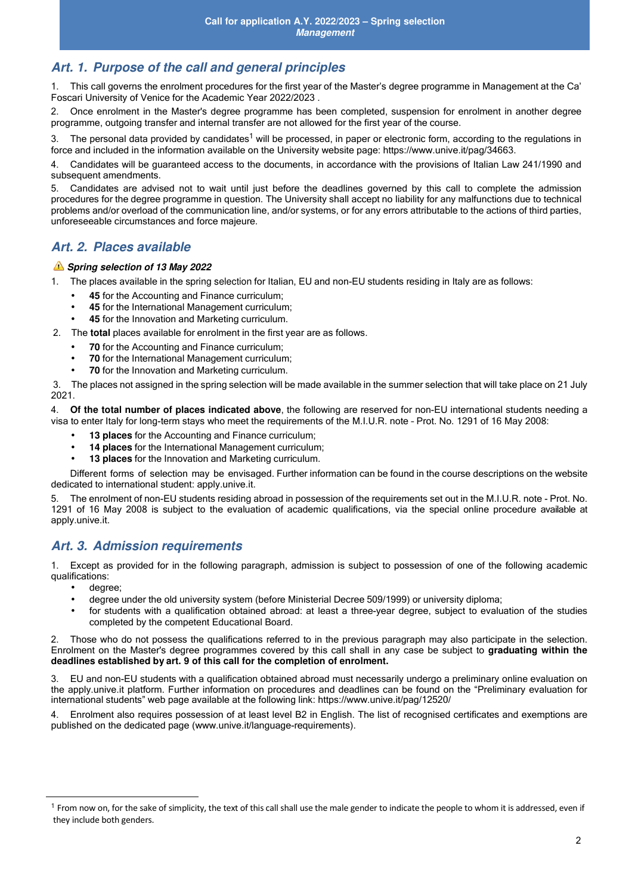## Art. 1. Purpose of the call and general principles

1. This call governs the enrolment procedures for the first year of the Master's degree programme in Management at the Ca' Foscari University of Venice for the Academic Year 2022/2023 .

2. Once enrolment in the Master's degree programme has been completed, suspension for enrolment in another degree programme, outgoing transfer and internal transfer are not allowed for the first year of the course.

3. The personal data provided by candidates[1] will be processed, in paper or electronic form, according to the regulations in force and included in the information available on the University website page: https://www.unive.it/pag/34663.

4. Candidates will be guaranteed access to the documents, in accordance with the provisions of Italian Law 241/1990 and subsequent amendments.

5. Candidates are advised not to wait until just before the deadlines governed by this call to complete the admission procedures for the degree programme in question. The University shall accept no liability for any malfunctions due to technical problems and/or overload of the communication line, and/or systems, or for any errors attributable to the actions of third parties, unforeseeable circumstances and force majeure.

## Art. 2. Places available

⚠ ***Spring selection of 13 May 2022***

1. The places available in the spring selection for Italian, EU and non-EU students residing in Italy are as follows:
   - **45** for the Accounting and Finance curriculum;
   - **45** for the International Management curriculum;
   - **45** for the Innovation and Marketing curriculum.
2. The **total** places available for enrolment in the first year are as follows.
   - **70** for the Accounting and Finance curriculum;
   - **70** for the International Management curriculum;
   - **70** for the Innovation and Marketing curriculum.
3. The places not assigned in the spring selection will be made available in the summer selection that will take place on 21 July 2021.
4. **Of the total number of places indicated above**, the following are reserved for non-EU international students needing a visa to enter Italy for long-term stays who meet the requirements of the M.I.U.R. note - Prot. No. 1291 of 16 May 2008:
   - **13 places** for the Accounting and Finance curriculum;
   - **14 places** for the International Management curriculum;
   - **13 places** for the Innovation and Marketing curriculum.

   Different forms of selection may be envisaged. Further information can be found in the course descriptions on the website dedicated to international student: apply.unive.it.
5. The enrolment of non-EU students residing abroad in possession of the requirements set out in the M.I.U.R. note - Prot. No. 1291 of 16 May 2008 is subject to the evaluation of academic qualifications, via the special online procedure available at apply.unive.it.

## Art. 3. Admission requirements

1. Except as provided for in the following paragraph, admission is subject to possession of one of the following academic qualifications:
   - degree;
   - degree under the old university system (before Ministerial Decree 509/1999) or university diploma;
   - for students with a qualification obtained abroad: at least a three-year degree, subject to evaluation of the studies completed by the competent Educational Board.

2. Those who do not possess the qualifications referred to in the previous paragraph may also participate in the selection. Enrolment on the Master's degree programmes covered by this call shall in any case be subject to **graduating within the deadlines established by art. 9 of this call for the completion of enrolment.**

3. EU and non-EU students with a qualification obtained abroad must necessarily undergo a preliminary online evaluation on the apply.unive.it platform. Further information on procedures and deadlines can be found on the "Preliminary evaluation for international students" web page available at the following link: https://www.unive.it/pag/12520/

4. Enrolment also requires possession of at least level B2 in English. The list of recognised certificates and exemptions are published on the dedicated page (www.unive.it/language-requirements).

---

[1] From now on, for the sake of simplicity, the text of this call shall use the male gender to indicate the people to whom it is addressed, even if they include both genders.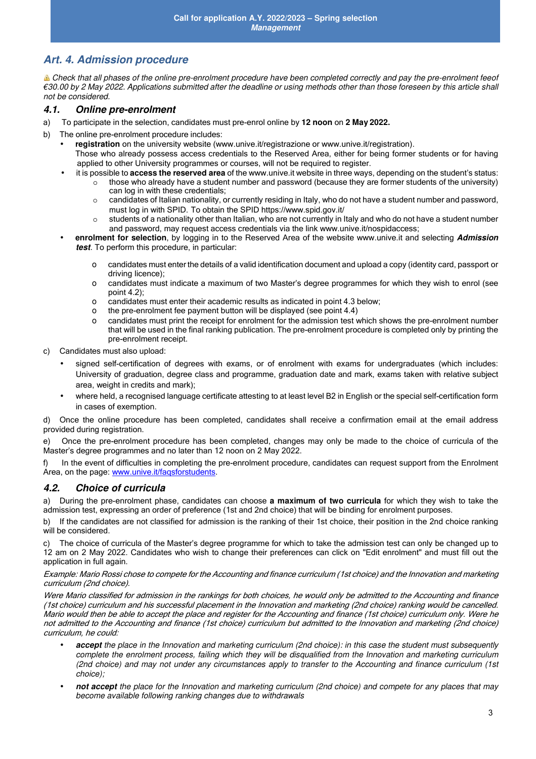## Art. 4. Admission procedure

⚠ *Check that all phases of the online pre-enrolment procedure have been completed correctly and pay the pre-enrolment feeof €30.00 by 2 May 2022. Applications submitted after the deadline or using methods other than those foreseen by this article shall not be considered.*

### 4.1. Online pre-enrolment

a) To participate in the selection, candidates must pre-enrol online by **12 noon** on **2 May 2022.**

b) The online pre-enrolment procedure includes:

- **registration** on the university website (www.unive.it/registrazione or www.unive.it/registration).
  Those who already possess access credentials to the Reserved Area, either for being former students or for having applied to other University programmes or courses, will not be required to register.
- it is possible to **access the reserved area** of the www.unive.it website in three ways, depending on the student's status:
  - those who already have a student number and password (because they are former students of the university) can log in with these credentials;
  - candidates of Italian nationality, or currently residing in Italy, who do not have a student number and password, must log in with SPID. To obtain the SPID https://www.spid.gov.it/
  - students of a nationality other than Italian, who are not currently in Italy and who do not have a student number and password, may request access credentials via the link www.unive.it/nospidaccess;
- **enrolment for selection**, by logging in to the Reserved Area of the website www.unive.it and selecting ***Admission test***. To perform this procedure, in particular:
  - candidates must enter the details of a valid identification document and upload a copy (identity card, passport or driving licence);
  - candidates must indicate a maximum of two Master's degree programmes for which they wish to enrol (see point 4.2);
  - candidates must enter their academic results as indicated in point 4.3 below;
  - the pre-enrolment fee payment button will be displayed (see point 4.4)
  - candidates must print the receipt for enrolment for the admission test which shows the pre-enrolment number that will be used in the final ranking publication. The pre-enrolment procedure is completed only by printing the pre-enrolment receipt.

c) Candidates must also upload:

- signed self-certification of degrees with exams, or of enrolment with exams for undergraduates (which includes: University of graduation, degree class and programme, graduation date and mark, exams taken with relative subject area, weight in credits and mark);
- where held, a recognised language certificate attesting to at least level B2 in English or the special self-certification form in cases of exemption.

d) Once the online procedure has been completed, candidates shall receive a confirmation email at the email address provided during registration.

e) Once the pre-enrolment procedure has been completed, changes may only be made to the choice of curricula of the Master's degree programmes and no later than 12 noon on 2 May 2022.

f) In the event of difficulties in completing the pre-enrolment procedure, candidates can request support from the Enrolment Area, on the page: www.unive.it/faqsforstudents.

### 4.2. Choice of curricula

a) During the pre-enrolment phase, candidates can choose **a maximum of two curricula** for which they wish to take the admission test, expressing an order of preference (1st and 2nd choice) that will be binding for enrolment purposes.

b) If the candidates are not classified for admission is the ranking of their 1st choice, their position in the 2nd choice ranking will be considered.

c) The choice of curricula of the Master's degree programme for which to take the admission test can only be changed up to 12 am on 2 May 2022. Candidates who wish to change their preferences can click on "Edit enrolment" and must fill out the application in full again.

*Example: Mario Rossi chose to compete for the Accounting and finance curriculum (1st choice) and the Innovation and marketing curriculum (2nd choice).*

*Were Mario classified for admission in the rankings for both choices, he would only be admitted to the Accounting and finance (1st choice) curriculum and his successful placement in the Innovation and marketing (2nd choice) ranking would be cancelled. Mario would then be able to accept the place and register for the Accounting and finance (1st choice) curriculum only. Were he not admitted to the Accounting and finance (1st choice) curriculum but admitted to the Innovation and marketing (2nd choice) curriculum, he could:*

- ***accept*** *the place in the Innovation and marketing curriculum (2nd choice): in this case the student must subsequently complete the enrolment process, failing which they will be disqualified from the Innovation and marketing curriculum (2nd choice) and may not under any circumstances apply to transfer to the Accounting and finance curriculum (1st choice);*
- ***not accept*** *the place for the Innovation and marketing curriculum (2nd choice) and compete for any places that may become available following ranking changes due to withdrawals*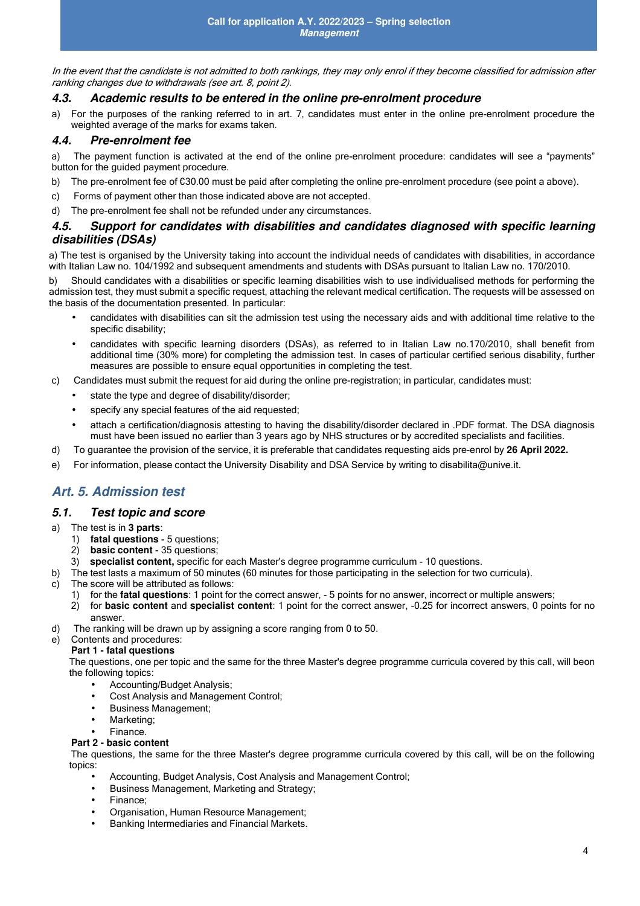*In the event that the candidate is not admitted to both rankings, they may only enrol if they become classified for admission after ranking changes due to withdrawals (see art. 8, point 2).*

### *4.3. Academic results to be entered in the online pre-enrolment procedure*

a) For the purposes of the ranking referred to in art. 7, candidates must enter in the online pre-enrolment procedure the weighted average of the marks for exams taken.

### *4.4. Pre-enrolment fee*

a) The payment function is activated at the end of the online pre-enrolment procedure: candidates will see a "payments" button for the guided payment procedure.

b) The pre-enrolment fee of €30.00 must be paid after completing the online pre-enrolment procedure (see point a above).

c) Forms of payment other than those indicated above are not accepted.

d) The pre-enrolment fee shall not be refunded under any circumstances.

### *4.5. Support for candidates with disabilities and candidates diagnosed with specific learning disabilities (DSAs)*

a) The test is organised by the University taking into account the individual needs of candidates with disabilities, in accordance with Italian Law no. 104/1992 and subsequent amendments and students with DSAs pursuant to Italian Law no. 170/2010.

b) Should candidates with a disabilities or specific learning disabilities wish to use individualised methods for performing the admission test, they must submit a specific request, attaching the relevant medical certification. The requests will be assessed on the basis of the documentation presented. In particular:

- candidates with disabilities can sit the admission test using the necessary aids and with additional time relative to the specific disability;
- candidates with specific learning disorders (DSAs), as referred to in Italian Law no.170/2010, shall benefit from additional time (30% more) for completing the admission test. In cases of particular certified serious disability, further measures are possible to ensure equal opportunities in completing the test.

c) Candidates must submit the request for aid during the online pre-registration; in particular, candidates must:

- state the type and degree of disability/disorder;
- specify any special features of the aid requested;
- attach a certification/diagnosis attesting to having the disability/disorder declared in .PDF format. The DSA diagnosis must have been issued no earlier than 3 years ago by NHS structures or by accredited specialists and facilities.

d) To guarantee the provision of the service, it is preferable that candidates requesting aids pre-enrol by **26 April 2022.**

e) For information, please contact the University Disability and DSA Service by writing to disabilita@unive.it.

## *Art. 5. Admission test*

### *5.1. Test topic and score*

a) The test is in **3 parts**:
   1) **fatal questions** - 5 questions;
   2) **basic content** - 35 questions;
   3) **specialist content,** specific for each Master's degree programme curriculum - 10 questions.

b) The test lasts a maximum of 50 minutes (60 minutes for those participating in the selection for two curricula).

c) The score will be attributed as follows:
   1) for the **fatal questions**: 1 point for the correct answer, - 5 points for no answer, incorrect or multiple answers;
   2) for **basic content** and **specialist content**: 1 point for the correct answer, -0.25 for incorrect answers, 0 points for no answer.

d) The ranking will be drawn up by assigning a score ranging from 0 to 50.

e) Contents and procedures:

**Part 1 - fatal questions**

The questions, one per topic and the same for the three Master's degree programme curricula covered by this call, will beon the following topics:

- Accounting/Budget Analysis;
- Cost Analysis and Management Control;
- Business Management;
- Marketing;
- Finance.

**Part 2 - basic content**

The questions, the same for the three Master's degree programme curricula covered by this call, will be on the following topics:

- Accounting, Budget Analysis, Cost Analysis and Management Control;
- Business Management, Marketing and Strategy;
- Finance;
- Organisation, Human Resource Management;
- Banking Intermediaries and Financial Markets.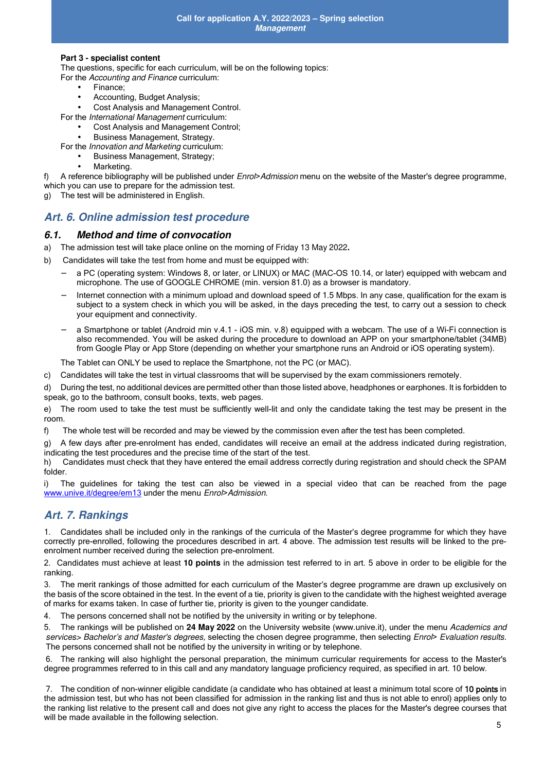**Part 3 - specialist content**

The questions, specific for each curriculum, will be on the following topics:

For the *Accounting and Finance* curriculum:

- Finance;
- Accounting, Budget Analysis;
- Cost Analysis and Management Control.

For the *International Management* curriculum:

- Cost Analysis and Management Control;
- Business Management, Strategy.

For the *Innovation and Marketing* curriculum:

- Business Management, Strategy;
- Marketing.

f) A reference bibliography will be published under *Enrol>Admission* menu on the website of the Master's degree programme, which you can use to prepare for the admission test.

g) The test will be administered in English.

## Art. 6. Online admission test procedure

### 6.1. Method and time of convocation

a) The admission test will take place online on the morning of Friday 13 May 2022**.**

b) Candidates will take the test from home and must be equipped with:

- a PC (operating system: Windows 8, or later, or LINUX) or MAC (MAC-OS 10.14, or later) equipped with webcam and microphone. The use of GOOGLE CHROME (min. version 81.0) as a browser is mandatory.
- Internet connection with a minimum upload and download speed of 1.5 Mbps. In any case, qualification for the exam is subject to a system check in which you will be asked, in the days preceding the test, to carry out a session to check your equipment and connectivity.
- a Smartphone or tablet (Android min v.4.1 - iOS min. v.8) equipped with a webcam. The use of a Wi-Fi connection is also recommended. You will be asked during the procedure to download an APP on your smartphone/tablet (34MB) from Google Play or App Store (depending on whether your smartphone runs an Android or iOS operating system).

The Tablet can ONLY be used to replace the Smartphone, not the PC (or MAC).

c) Candidates will take the test in virtual classrooms that will be supervised by the exam commissioners remotely.

d) During the test, no additional devices are permitted other than those listed above, headphones or earphones. It is forbidden to speak, go to the bathroom, consult books, texts, web pages.

e) The room used to take the test must be sufficiently well-lit and only the candidate taking the test may be present in the room.

f) The whole test will be recorded and may be viewed by the commission even after the test has been completed.

g) A few days after pre-enrolment has ended, candidates will receive an email at the address indicated during registration, indicating the test procedures and the precise time of the start of the test.

h) Candidates must check that they have entered the email address correctly during registration and should check the SPAM folder.

i) The guidelines for taking the test can also be viewed in a special video that can be reached from the page [www.unive.it/degree/em13](www.unive.it/degree/em13) under the menu *Enrol>Admission*.

## Art. 7. Rankings

1. Candidates shall be included only in the rankings of the curricula of the Master's degree programme for which they have correctly pre-enrolled, following the procedures described in art. 4 above. The admission test results will be linked to the pre-enrolment number received during the selection pre-enrolment.

2. Candidates must achieve at least **10 points** in the admission test referred to in art. 5 above in order to be eligible for the ranking.

3. The merit rankings of those admitted for each curriculum of the Master's degree programme are drawn up exclusively on the basis of the score obtained in the test. In the event of a tie, priority is given to the candidate with the highest weighted average of marks for exams taken. In case of further tie, priority is given to the younger candidate.

4. The persons concerned shall not be notified by the university in writing or by telephone.

5. The rankings will be published on **24 May 2022** on the University website (www.unive.it), under the menu *Academics and services> Bachelor's and Master's degrees,* selecting the chosen degree programme, then selecting *Enrol> Evaluation results*. The persons concerned shall not be notified by the university in writing or by telephone.

6. The ranking will also highlight the personal preparation, the minimum curricular requirements for access to the Master's degree programmes referred to in this call and any mandatory language proficiency required, as specified in art. 10 below.

7. The condition of non-winner eligible candidate (a candidate who has obtained at least a minimum total score of 10 points in the admission test, but who has not been classified for admission in the ranking list and thus is not able to enrol) applies only to the ranking list relative to the present call and does not give any right to access the places for the Master's degree courses that will be made available in the following selection.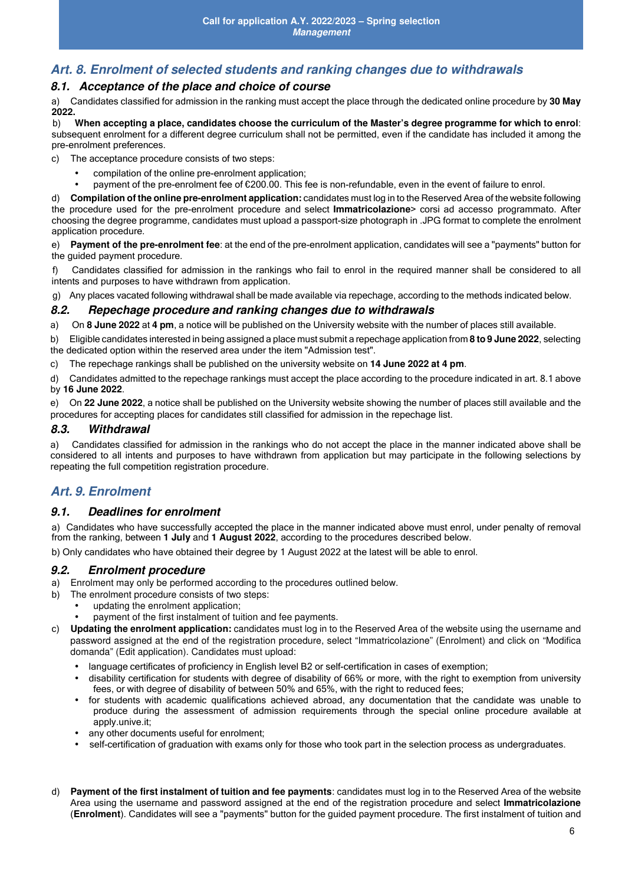## Art. 8. Enrolment of selected students and ranking changes due to withdrawals

### 8.1. Acceptance of the place and choice of course

a) Candidates classified for admission in the ranking must accept the place through the dedicated online procedure by **30 May 2022.**

b) **When accepting a place, candidates choose the curriculum of the Master's degree programme for which to enrol**: subsequent enrolment for a different degree curriculum shall not be permitted, even if the candidate has included it among the pre-enrolment preferences.

c) The acceptance procedure consists of two steps:

- compilation of the online pre-enrolment application;
- payment of the pre-enrolment fee of €200.00. This fee is non-refundable, even in the event of failure to enrol.

d) **Compilation of the online pre-enrolment application:** candidates must log in to the Reserved Area of the website following the procedure used for the pre-enrolment procedure and select **Immatricolazione**> corsi ad accesso programmato. After choosing the degree programme, candidates must upload a passport-size photograph in .JPG format to complete the enrolment application procedure.

e) **Payment of the pre-enrolment fee**: at the end of the pre-enrolment application, candidates will see a "payments" button for the guided payment procedure.

f) Candidates classified for admission in the rankings who fail to enrol in the required manner shall be considered to all intents and purposes to have withdrawn from application.

g) Any places vacated following withdrawal shall be made available via repechage, according to the methods indicated below.

### 8.2. Repechage procedure and ranking changes due to withdrawals

a) On **8 June 2022** at **4 pm**, a notice will be published on the University website with the number of places still available.

b) Eligible candidates interested in being assigned a place must submit a repechage application from **8 to 9 June 2022**, selecting the dedicated option within the reserved area under the item "Admission test".

c) The repechage rankings shall be published on the university website on **14 June 2022 at 4 pm**.

d) Candidates admitted to the repechage rankings must accept the place according to the procedure indicated in art. 8.1 above by **16 June 2022**.

e) On **22 June 2022**, a notice shall be published on the University website showing the number of places still available and the procedures for accepting places for candidates still classified for admission in the repechage list.

### 8.3. Withdrawal

a) Candidates classified for admission in the rankings who do not accept the place in the manner indicated above shall be considered to all intents and purposes to have withdrawn from application but may participate in the following selections by repeating the full competition registration procedure.

## Art. 9. Enrolment

### 9.1. Deadlines for enrolment

a) Candidates who have successfully accepted the place in the manner indicated above must enrol, under penalty of removal from the ranking, between **1 July** and **1 August 2022**, according to the procedures described below.

b) Only candidates who have obtained their degree by 1 August 2022 at the latest will be able to enrol.

### 9.2. Enrolment procedure

a) Enrolment may only be performed according to the procedures outlined below.

b) The enrolment procedure consists of two steps:
- updating the enrolment application;
- payment of the first instalment of tuition and fee payments.

c) **Updating the enrolment application:** candidates must log in to the Reserved Area of the website using the username and password assigned at the end of the registration procedure, select "Immatricolazione" (Enrolment) and click on "Modifica domanda" (Edit application). Candidates must upload:
- language certificates of proficiency in English level B2 or self-certification in cases of exemption;
- disability certification for students with degree of disability of 66% or more, with the right to exemption from university fees, or with degree of disability of between 50% and 65%, with the right to reduced fees;
- for students with academic qualifications achieved abroad, any documentation that the candidate was unable to produce during the assessment of admission requirements through the special online procedure available at apply.unive.it;
- any other documents useful for enrolment;
- self-certification of graduation with exams only for those who took part in the selection process as undergraduates.

d) **Payment of the first instalment of tuition and fee payments**: candidates must log in to the Reserved Area of the website Area using the username and password assigned at the end of the registration procedure and select **Immatricolazione** (**Enrolment**). Candidates will see a "payments" button for the guided payment procedure. The first instalment of tuition and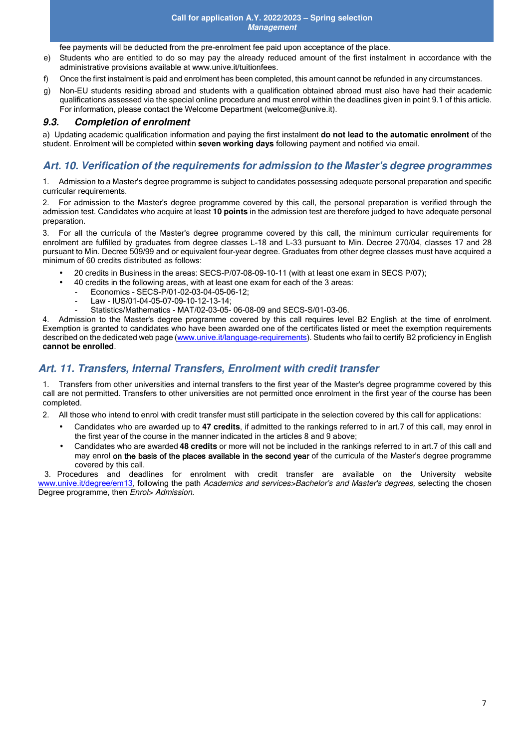fee payments will be deducted from the pre-enrolment fee paid upon acceptance of the place.

e) Students who are entitled to do so may pay the already reduced amount of the first instalment in accordance with the administrative provisions available at www.unive.it/tuitionfees.

f) Once the first instalment is paid and enrolment has been completed, this amount cannot be refunded in any circumstances.

g) Non-EU students residing abroad and students with a qualification obtained abroad must also have had their academic qualifications assessed via the special online procedure and must enrol within the deadlines given in point 9.1 of this article. For information, please contact the Welcome Department (welcome@unive.it).

### *9.3. Completion of enrolment*

a) Updating academic qualification information and paying the first instalment **do not lead to the automatic enrolment** of the student. Enrolment will be completed within **seven working days** following payment and notified via email.

## *Art. 10. Verification of the requirements for admission to the Master's degree programmes*

1. Admission to a Master's degree programme is subject to candidates possessing adequate personal preparation and specific curricular requirements.

2. For admission to the Master's degree programme covered by this call, the personal preparation is verified through the admission test. Candidates who acquire at least **10 points** in the admission test are therefore judged to have adequate personal preparation.

3. For all the curricula of the Master's degree programme covered by this call, the minimum curricular requirements for enrolment are fulfilled by graduates from degree classes L-18 and L-33 pursuant to Min. Decree 270/04, classes 17 and 28 pursuant to Min. Decree 509/99 and or equivalent four-year degree. Graduates from other degree classes must have acquired a minimum of 60 credits distributed as follows:

- 20 credits in Business in the areas: SECS-P/07-08-09-10-11 (with at least one exam in SECS P/07);
- 40 credits in the following areas, with at least one exam for each of the 3 areas:
  - Economics - SECS-P/01-02-03-04-05-06-12;
  - Law - IUS/01-04-05-07-09-10-12-13-14;
  - Statistics/Mathematics - MAT/02-03-05- 06-08-09 and SECS-S/01-03-06.

4. Admission to the Master's degree programme covered by this call requires level B2 English at the time of enrolment. Exemption is granted to candidates who have been awarded one of the certificates listed or meet the exemption requirements described on the dedicated web page (www.unive.it/language-requirements). Students who fail to certify B2 proficiency in English **cannot be enrolled**.

## *Art. 11. Transfers, Internal Transfers, Enrolment with credit transfer*

1. Transfers from other universities and internal transfers to the first year of the Master's degree programme covered by this call are not permitted. Transfers to other universities are not permitted once enrolment in the first year of the course has been completed.

2. All those who intend to enrol with credit transfer must still participate in the selection covered by this call for applications:

- Candidates who are awarded up to **47 credits**, if admitted to the rankings referred to in art.7 of this call, may enrol in the first year of the course in the manner indicated in the articles 8 and 9 above;
- Candidates who are awarded **48 credits** or more will not be included in the rankings referred to in art.7 of this call and may enrol **on the basis of the places available in the second year** of the curricula of the Master's degree programme covered by this call.

3. Procedures and deadlines for enrolment with credit transfer are available on the University website www.unive.it/degree/em13, following the path *Academics and services>Bachelor's and Master's degrees,* selecting the chosen Degree programme, then *Enrol> Admission.*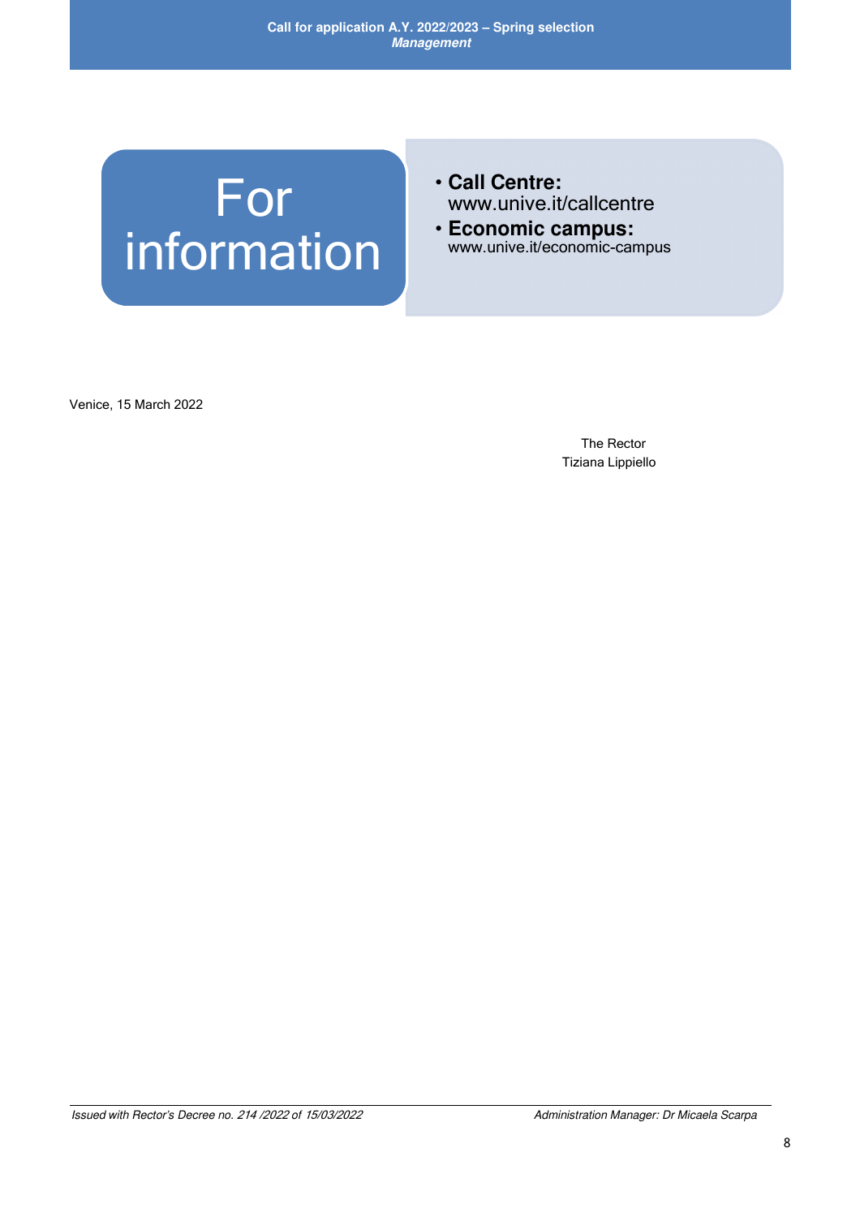## For information

- **Call Centre:** www.unive.it/callcentre
- **Economic campus:** www.unive.it/economic-campus

Venice, 15 March 2022

The Rector
Tiziana Lippiello

*Issued with Rector's Decree no. 214 /2022 of 15/03/2022* *Administration Manager: Dr Micaela Scarpa*